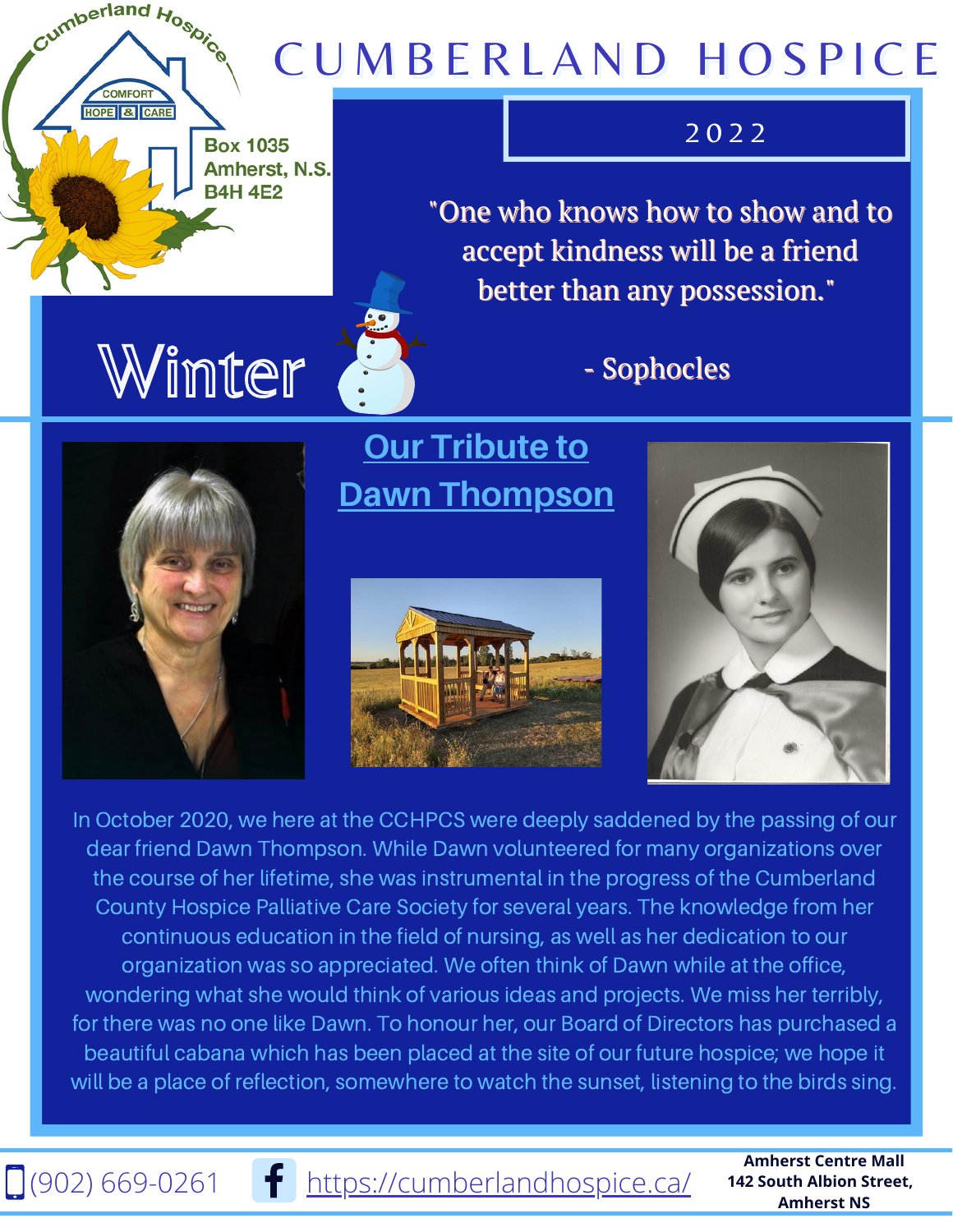Cumberland Hospice

COMFORT HOPE & CARE

Box 1035
Amherst, N.S.
B4H 4E2

# CUMBERLAND HOSPICE

2022

"One who knows how to show and to accept kindness will be a friend better than any possession."

- Sophocles

## Winter

## Our Tribute to Dawn Thompson

In October 2020, we here at the CCHPCS were deeply saddened by the passing of our dear friend Dawn Thompson. While Dawn volunteered for many organizations over the course of her lifetime, she was instrumental in the progress of the Cumberland County Hospice Palliative Care Society for several years. The knowledge from her continuous education in the field of nursing, as well as her dedication to our organization was so appreciated. We often think of Dawn while at the office, wondering what she would think of various ideas and projects. We miss her terribly, for there was no one like Dawn. To honour her, our Board of Directors has purchased a beautiful cabana which has been placed at the site of our future hospice; we hope it will be a place of reflection, somewhere to watch the sunset, listening to the birds sing.

(902) 669-0261 | https://cumberlandhospice.ca/ | Amherst Centre Mall, 142 South Albion Street, Amherst NS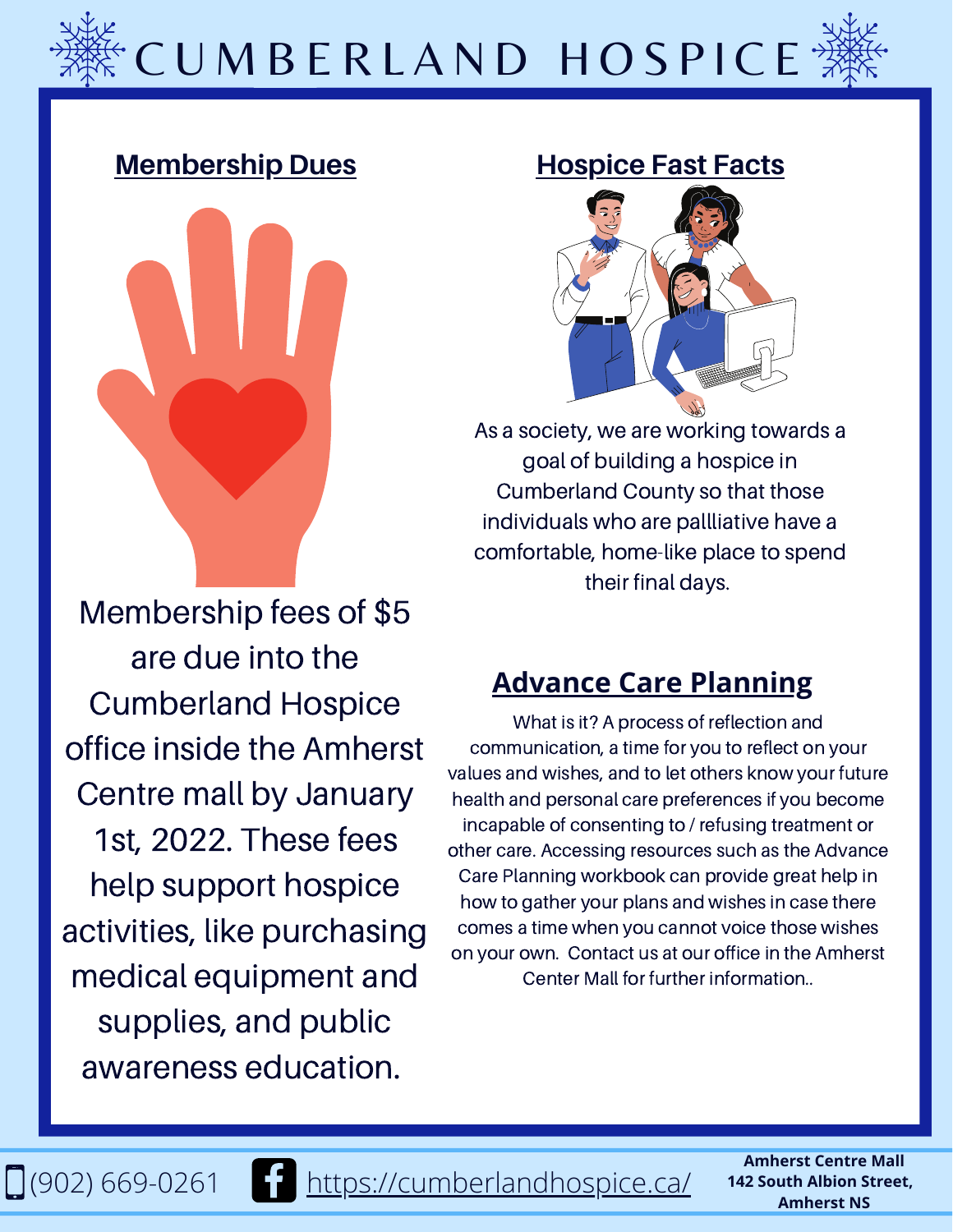# CUMBERLAND HOSPICE

## Membership Dues

Membership fees of $5 are due into the Cumberland Hospice office inside the Amherst Centre mall by January 1st, 2022. These fees help support hospice activities, like purchasing medical equipment and supplies, and public awareness education.

## Hospice Fast Facts

As a society, we are working towards a goal of building a hospice in Cumberland County so that those individuals who are pallliative have a comfortable, home-like place to spend their final days.

## Advance Care Planning

What is it? A process of reflection and communication, a time for you to reflect on your values and wishes, and to let others know your future health and personal care preferences if you become incapable of consenting to / refusing treatment or other care. Accessing resources such as the Advance Care Planning workbook can provide great help in how to gather your plans and wishes in case there comes a time when you cannot voice those wishes on your own. Contact us at our office in the Amherst Center Mall for further information..

(902) 669-0261 https://cumberlandhospice.ca/

**Amherst Centre Mall**
**142 South Albion Street,**
**Amherst NS**